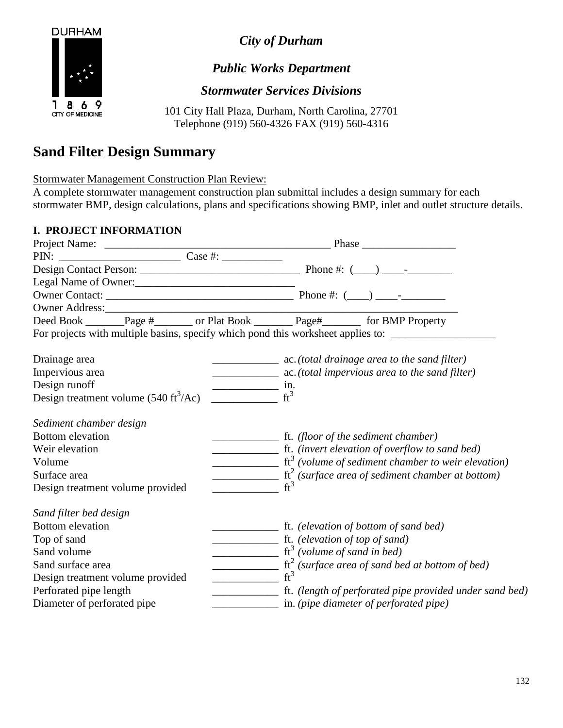DURHAM

1869
CITY OF MEDICINE

*City of Durham*

*Public Works Department*

*Stormwater Services Divisions*

101 City Hall Plaza, Durham, North Carolina, 27701
Telephone (919) 560-4326 FAX (919) 560-4316

# Sand Filter Design Summary

Stormwater Management Construction Plan Review:
A complete stormwater management construction plan submittal includes a design summary for each stormwater BMP, design calculations, plans and specifications showing BMP, inlet and outlet structure details.

## I. PROJECT INFORMATION

Project Name: ________________________________________ Phase _________________

PIN: ______________________ Case #: ___________

Design Contact Person: _____________________________ Phone #: (____) ____-________

Legal Name of Owner:_____________________________

Owner Contact: _________________________________ Phone #: (____) ____-________

Owner Address:_______________________________________________________________

Deed Book _______Page #_______ or Plat Book _______ Page#_______ for BMP Property

For projects with multiple basins, specify which pond this worksheet applies to: ___________________

Drainage area ____________ ac. *(total drainage area to the sand filter)*

Impervious area ____________ ac. *(total impervious area to the sand filter)*

Design runoff ____________ in.

Design treatment volume (540 $ft^3$/Ac) ____________ $ft^3$

*Sediment chamber design*

Bottom elevation ____________ ft. *(floor of the sediment chamber)*

Weir elevation ____________ ft. *(invert elevation of overflow to sand bed)*

Volume ____________ $ft^3$ *(volume of sediment chamber to weir elevation)*

Surface area ____________ $ft^2$ *(surface area of sediment chamber at bottom)*

Design treatment volume provided ____________ $ft^3$

*Sand filter bed design*

Bottom elevation ____________ ft. *(elevation of bottom of sand bed)*

Top of sand ____________ ft. *(elevation of top of sand)*

Sand volume ____________ $ft^3$ *(volume of sand in bed)*

Sand surface area ____________ $ft^2$ *(surface area of sand bed at bottom of bed)*

Design treatment volume provided ____________ $ft^3$

Perforated pipe length ____________ ft. *(length of perforated pipe provided under sand bed)*

Diameter of perforated pipe ____________ in. *(pipe diameter of perforated pipe)*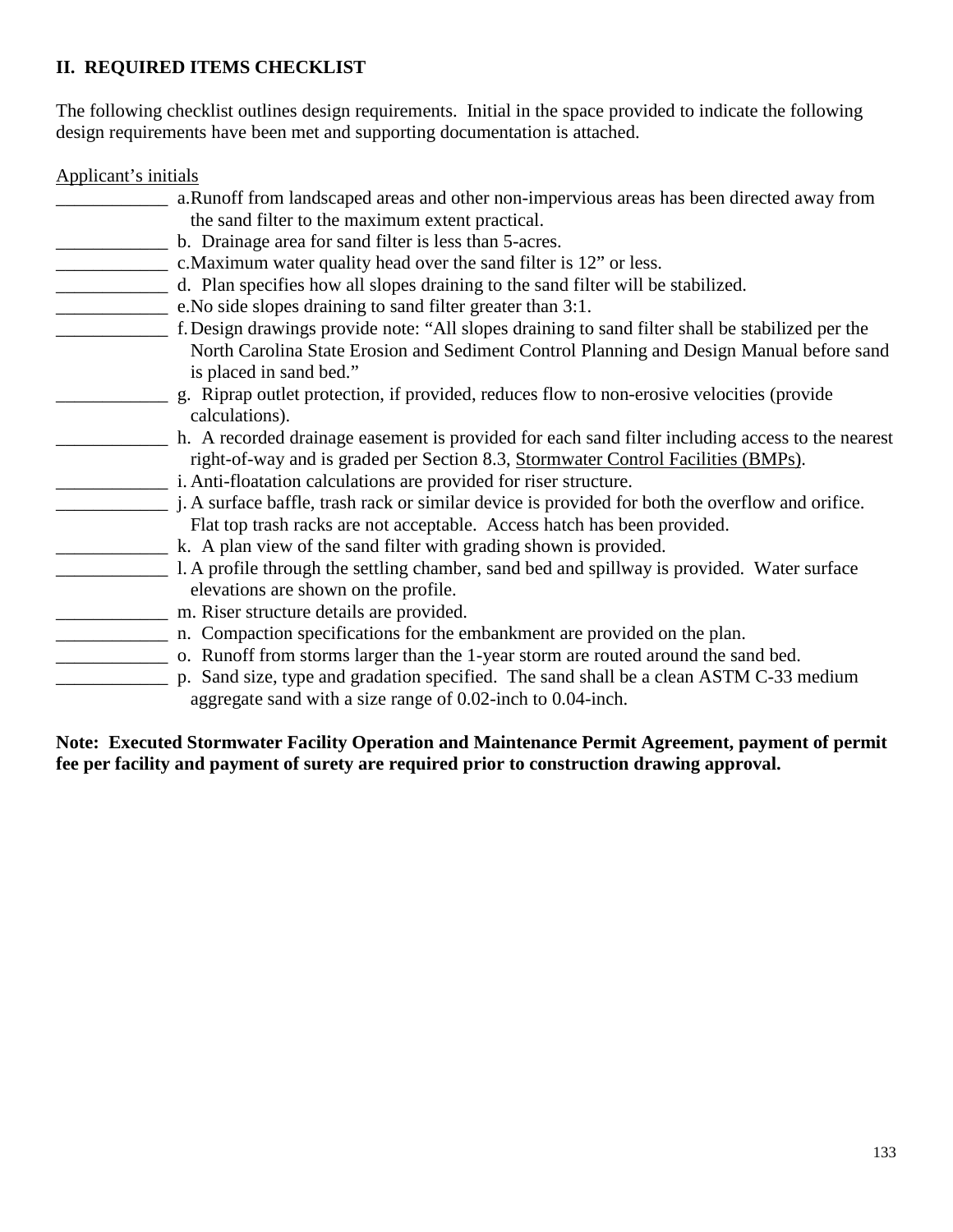## II. REQUIRED ITEMS CHECKLIST

The following checklist outlines design requirements. Initial in the space provided to indicate the following design requirements have been met and supporting documentation is attached.

Applicant's initials

____________ a. Runoff from landscaped areas and other non-impervious areas has been directed away from the sand filter to the maximum extent practical.

____________ b. Drainage area for sand filter is less than 5-acres.

____________ c. Maximum water quality head over the sand filter is 12" or less.

____________ d. Plan specifies how all slopes draining to the sand filter will be stabilized.

____________ e. No side slopes draining to sand filter greater than 3:1.

____________ f. Design drawings provide note: "All slopes draining to sand filter shall be stabilized per the North Carolina State Erosion and Sediment Control Planning and Design Manual before sand is placed in sand bed."

____________ g. Riprap outlet protection, if provided, reduces flow to non-erosive velocities (provide calculations).

____________ h. A recorded drainage easement is provided for each sand filter including access to the nearest right-of-way and is graded per Section 8.3, Stormwater Control Facilities (BMPs).

____________ i. Anti-floatation calculations are provided for riser structure.

____________ j. A surface baffle, trash rack or similar device is provided for both the overflow and orifice. Flat top trash racks are not acceptable. Access hatch has been provided.

____________ k. A plan view of the sand filter with grading shown is provided.

____________ l. A profile through the settling chamber, sand bed and spillway is provided. Water surface elevations are shown on the profile.

____________ m. Riser structure details are provided.

____________ n. Compaction specifications for the embankment are provided on the plan.

____________ o. Runoff from storms larger than the 1-year storm are routed around the sand bed.

____________ p. Sand size, type and gradation specified. The sand shall be a clean ASTM C-33 medium aggregate sand with a size range of 0.02-inch to 0.04-inch.

**Note: Executed Stormwater Facility Operation and Maintenance Permit Agreement, payment of permit fee per facility and payment of surety are required prior to construction drawing approval.**